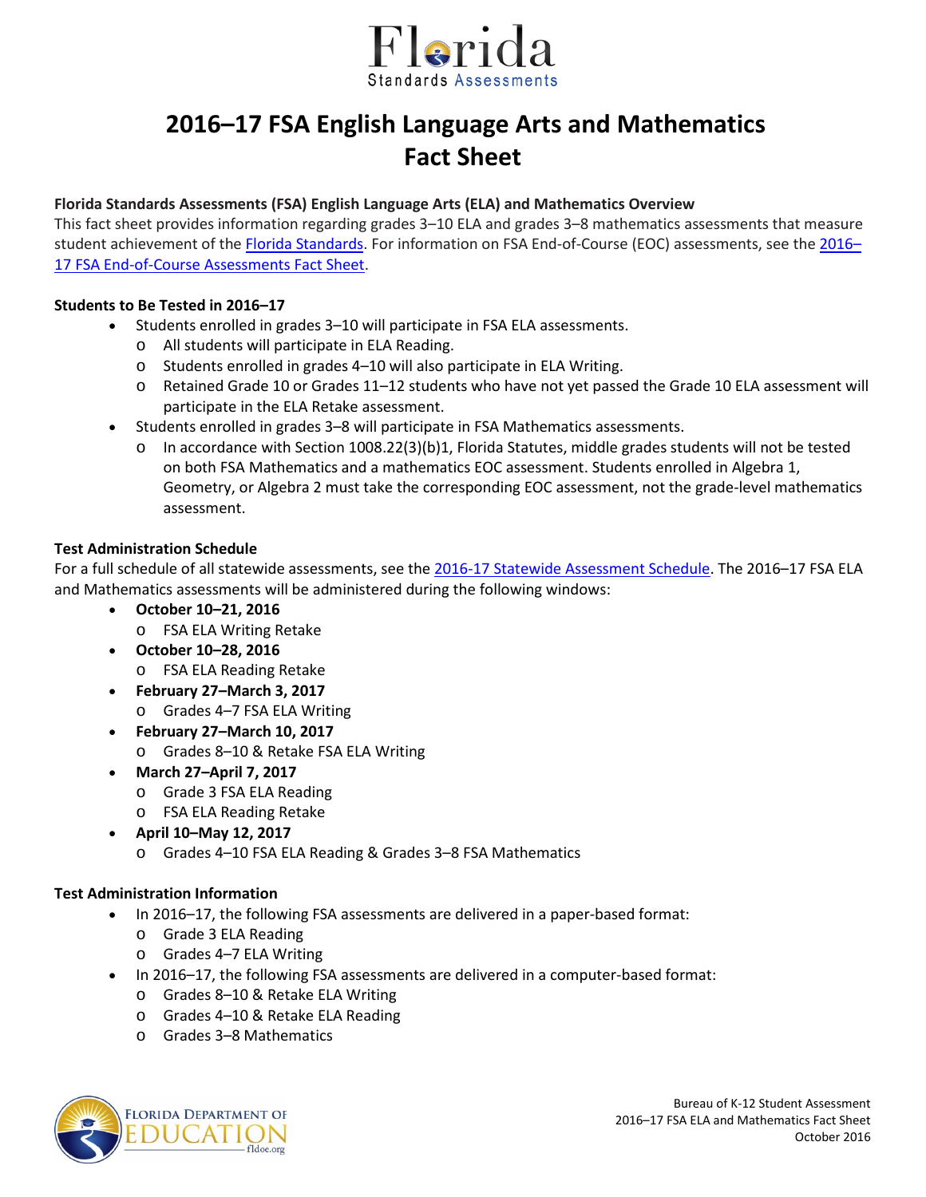# 2016–17 FSA English Language Arts and Mathematics Fact Sheet

**Florida Standards Assessments (FSA) English Language Arts (ELA) and Mathematics Overview**

This fact sheet provides information regarding grades 3–10 ELA and grades 3–8 mathematics assessments that measure student achievement of the Florida Standards. For information on FSA End-of-Course (EOC) assessments, see the 2016–17 FSA End-of-Course Assessments Fact Sheet.

**Students to Be Tested in 2016–17**

- Students enrolled in grades 3–10 will participate in FSA ELA assessments.
  - All students will participate in ELA Reading.
  - Students enrolled in grades 4–10 will also participate in ELA Writing.
  - Retained Grade 10 or Grades 11–12 students who have not yet passed the Grade 10 ELA assessment will participate in the ELA Retake assessment.
- Students enrolled in grades 3–8 will participate in FSA Mathematics assessments.
  - In accordance with Section 1008.22(3)(b)1, Florida Statutes, middle grades students will not be tested on both FSA Mathematics and a mathematics EOC assessment. Students enrolled in Algebra 1, Geometry, or Algebra 2 must take the corresponding EOC assessment, not the grade-level mathematics assessment.

**Test Administration Schedule**

For a full schedule of all statewide assessments, see the 2016-17 Statewide Assessment Schedule. The 2016–17 FSA ELA and Mathematics assessments will be administered during the following windows:

- **October 10–21, 2016**
  - FSA ELA Writing Retake
- **October 10–28, 2016**
  - FSA ELA Reading Retake
- **February 27–March 3, 2017**
  - Grades 4–7 FSA ELA Writing
- **February 27–March 10, 2017**
  - Grades 8–10 & Retake FSA ELA Writing
- **March 27–April 7, 2017**
  - Grade 3 FSA ELA Reading
  - FSA ELA Reading Retake
- **April 10–May 12, 2017**
  - Grades 4–10 FSA ELA Reading & Grades 3–8 FSA Mathematics

**Test Administration Information**

- In 2016–17, the following FSA assessments are delivered in a paper-based format:
  - Grade 3 ELA Reading
  - Grades 4–7 ELA Writing
- In 2016–17, the following FSA assessments are delivered in a computer-based format:
  - Grades 8–10 & Retake ELA Writing
  - Grades 4–10 & Retake ELA Reading
  - Grades 3–8 Mathematics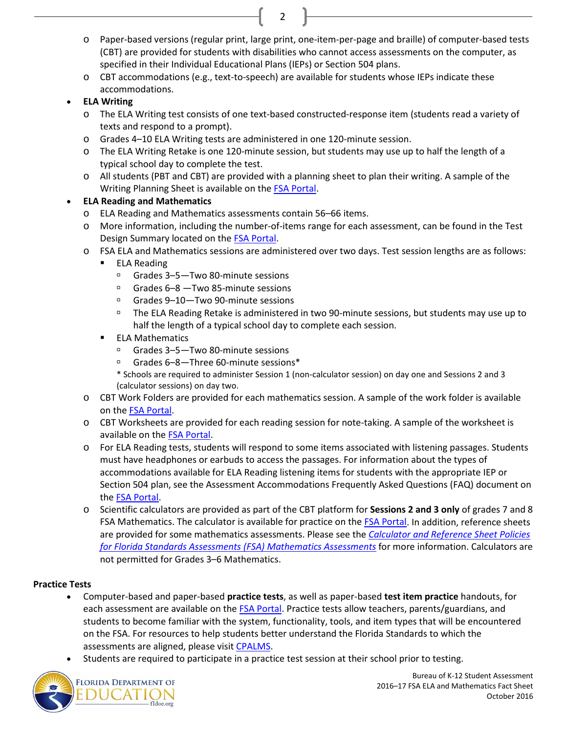- Paper-based versions (regular print, large print, one-item-per-page and braille) of computer-based tests (CBT) are provided for students with disabilities who cannot access assessments on the computer, as specified in their Individual Educational Plans (IEPs) or Section 504 plans.
- CBT accommodations (e.g., text-to-speech) are available for students whose IEPs indicate these accommodations.

- **ELA Writing**
  - The ELA Writing test consists of one text-based constructed-response item (students read a variety of texts and respond to a prompt).
  - Grades 4–10 ELA Writing tests are administered in one 120-minute session.
  - The ELA Writing Retake is one 120-minute session, but students may use up to half the length of a typical school day to complete the test.
  - All students (PBT and CBT) are provided with a planning sheet to plan their writing. A sample of the Writing Planning Sheet is available on the FSA Portal.
- **ELA Reading and Mathematics**
  - ELA Reading and Mathematics assessments contain 56–66 items.
  - More information, including the number-of-items range for each assessment, can be found in the Test Design Summary located on the FSA Portal.
  - FSA ELA and Mathematics sessions are administered over two days. Test session lengths are as follows:
    - ELA Reading
      - Grades 3–5—Two 80-minute sessions
      - Grades 6–8 —Two 85-minute sessions
      - Grades 9–10—Two 90-minute sessions
      - The ELA Reading Retake is administered in two 90-minute sessions, but students may use up to half the length of a typical school day to complete each session.
    - ELA Mathematics
      - Grades 3–5—Two 80-minute sessions
      - Grades 6–8—Three 60-minute sessions*

      * Schools are required to administer Session 1 (non-calculator session) on day one and Sessions 2 and 3 (calculator sessions) on day two.
  - CBT Work Folders are provided for each mathematics session. A sample of the work folder is available on the FSA Portal.
  - CBT Worksheets are provided for each reading session for note-taking. A sample of the worksheet is available on the FSA Portal.
  - For ELA Reading tests, students will respond to some items associated with listening passages. Students must have headphones or earbuds to access the passages. For information about the types of accommodations available for ELA Reading listening items for students with the appropriate IEP or Section 504 plan, see the Assessment Accommodations Frequently Asked Questions (FAQ) document on the FSA Portal.
  - Scientific calculators are provided as part of the CBT platform for **Sessions 2 and 3 only** of grades 7 and 8 FSA Mathematics. The calculator is available for practice on the FSA Portal. In addition, reference sheets are provided for some mathematics assessments. Please see the *Calculator and Reference Sheet Policies for Florida Standards Assessments (FSA) Mathematics Assessments* for more information. Calculators are not permitted for Grades 3–6 Mathematics.

**Practice Tests**

- Computer-based and paper-based **practice tests**, as well as paper-based **test item practice** handouts, for each assessment are available on the FSA Portal. Practice tests allow teachers, parents/guardians, and students to become familiar with the system, functionality, tools, and item types that will be encountered on the FSA. For resources to help students better understand the Florida Standards to which the assessments are aligned, please visit CPALMS.
- Students are required to participate in a practice test session at their school prior to testing.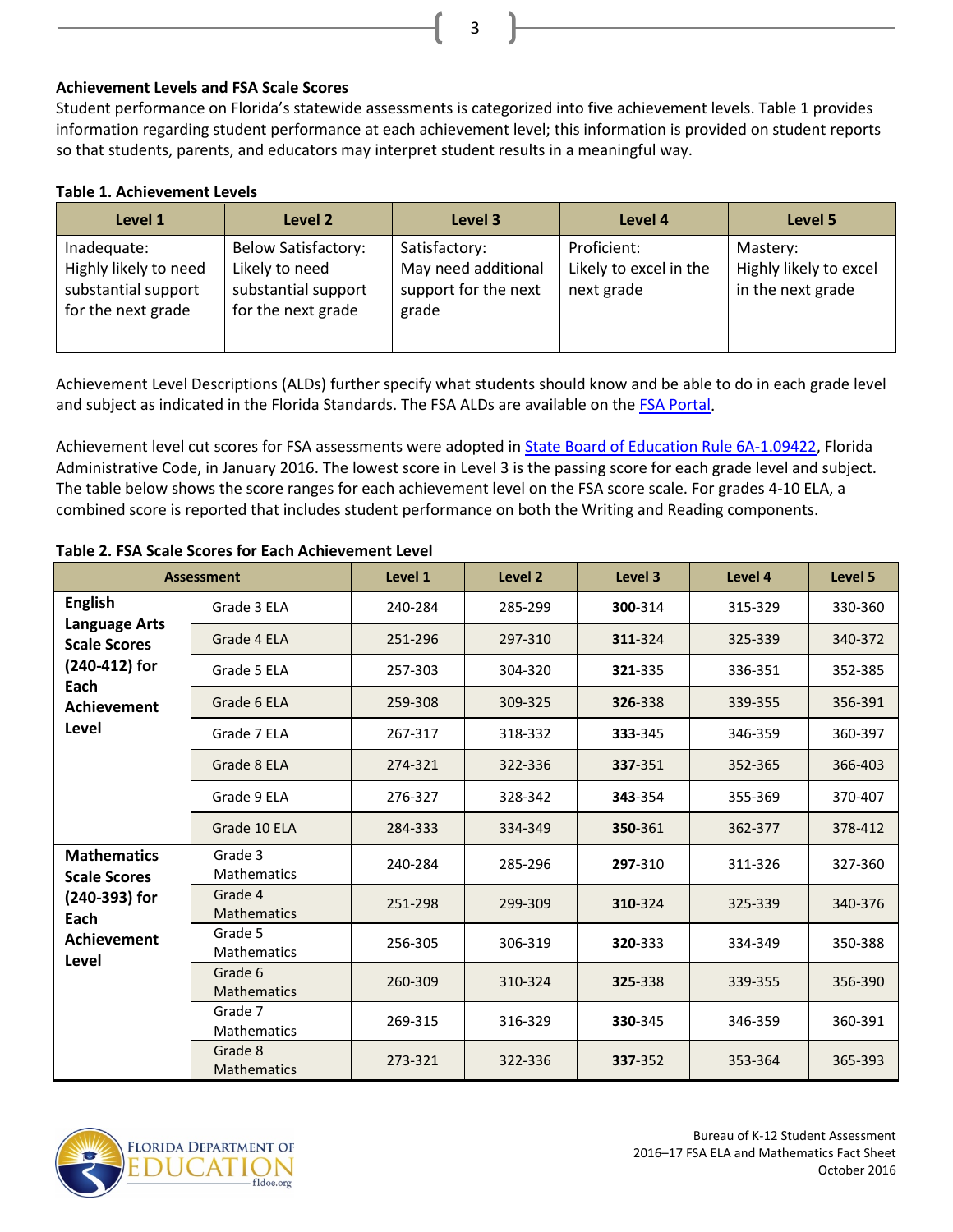**Achievement Levels and FSA Scale Scores**

Student performance on Florida's statewide assessments is categorized into five achievement levels. Table 1 provides information regarding student performance at each achievement level; this information is provided on student reports so that students, parents, and educators may interpret student results in a meaningful way.

**Table 1. Achievement Levels**

| Level 1 | Level 2 | Level 3 | Level 4 | Level 5 |
|---|---|---|---|---|
| Inadequate: Highly likely to need substantial support for the next grade | Below Satisfactory: Likely to need substantial support for the next grade | Satisfactory: May need additional support for the next grade | Proficient: Likely to excel in the next grade | Mastery: Highly likely to excel in the next grade |

Achievement Level Descriptions (ALDs) further specify what students should know and be able to do in each grade level and subject as indicated in the Florida Standards. The FSA ALDs are available on the FSA Portal.

Achievement level cut scores for FSA assessments were adopted in State Board of Education Rule 6A-1.09422, Florida Administrative Code, in January 2016. The lowest score in Level 3 is the passing score for each grade level and subject. The table below shows the score ranges for each achievement level on the FSA score scale. For grades 4-10 ELA, a combined score is reported that includes student performance on both the Writing and Reading components.

**Table 2. FSA Scale Scores for Each Achievement Level**

| Assessment | | Level 1 | Level 2 | Level 3 | Level 4 | Level 5 |
|---|---|---|---|---|---|---|
| **English Language Arts Scale Scores (240-412) for Each Achievement Level** | Grade 3 ELA | 240-284 | 285-299 | **300**-314 | 315-329 | 330-360 |
| | Grade 4 ELA | 251-296 | 297-310 | **311**-324 | 325-339 | 340-372 |
| | Grade 5 ELA | 257-303 | 304-320 | **321**-335 | 336-351 | 352-385 |
| | Grade 6 ELA | 259-308 | 309-325 | **326**-338 | 339-355 | 356-391 |
| | Grade 7 ELA | 267-317 | 318-332 | **333**-345 | 346-359 | 360-397 |
| | Grade 8 ELA | 274-321 | 322-336 | **337**-351 | 352-365 | 366-403 |
| | Grade 9 ELA | 276-327 | 328-342 | **343**-354 | 355-369 | 370-407 |
| | Grade 10 ELA | 284-333 | 334-349 | **350**-361 | 362-377 | 378-412 |
| **Mathematics Scale Scores (240-393) for Each Achievement Level** | Grade 3 Mathematics | 240-284 | 285-296 | **297**-310 | 311-326 | 327-360 |
| | Grade 4 Mathematics | 251-298 | 299-309 | **310**-324 | 325-339 | 340-376 |
| | Grade 5 Mathematics | 256-305 | 306-319 | **320**-333 | 334-349 | 350-388 |
| | Grade 6 Mathematics | 260-309 | 310-324 | **325**-338 | 339-355 | 356-390 |
| | Grade 7 Mathematics | 269-315 | 316-329 | **330**-345 | 346-359 | 360-391 |
| | Grade 8 Mathematics | 273-321 | 322-336 | **337**-352 | 353-364 | 365-393 |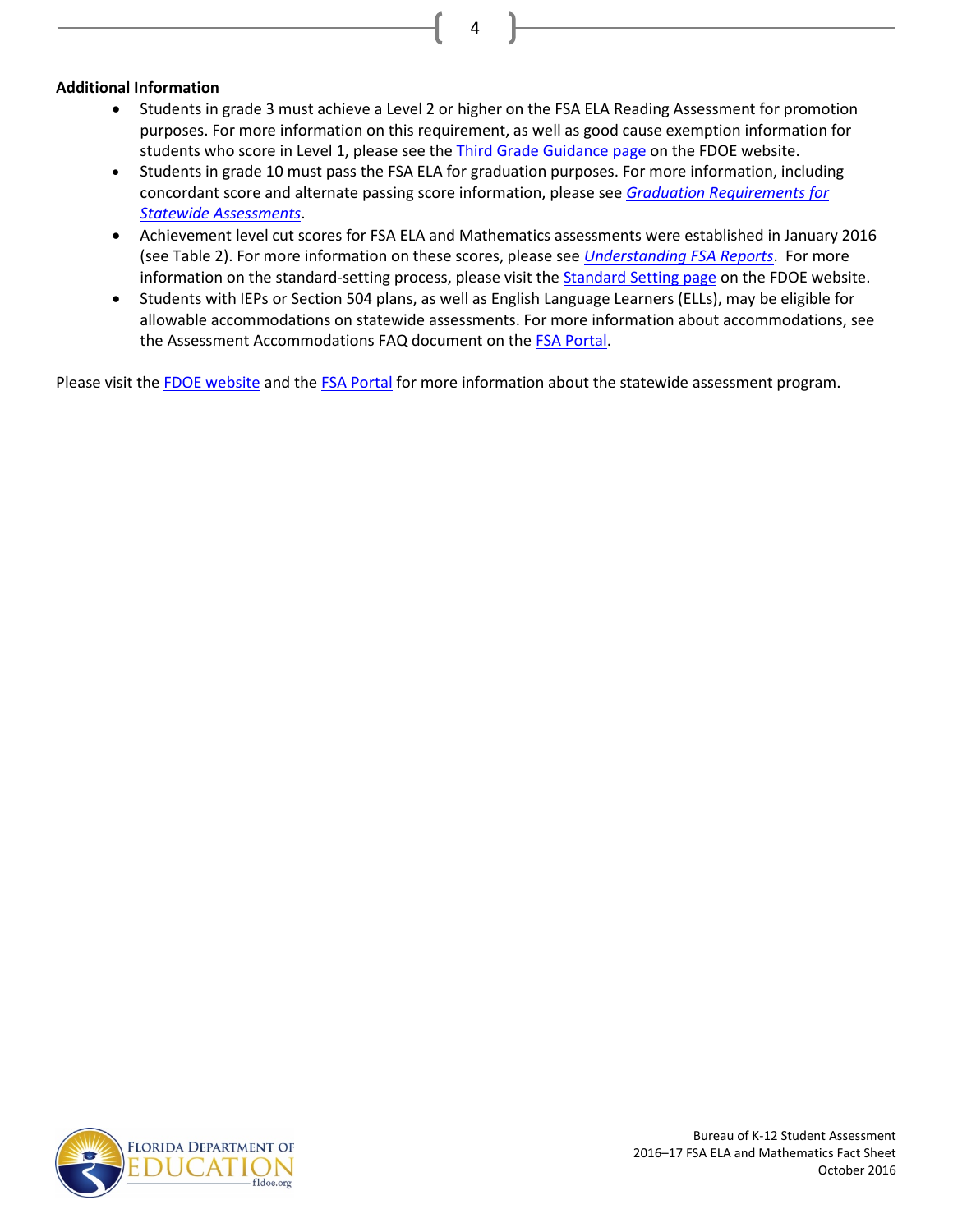**Additional Information**

- Students in grade 3 must achieve a Level 2 or higher on the FSA ELA Reading Assessment for promotion purposes. For more information on this requirement, as well as good cause exemption information for students who score in Level 1, please see the Third Grade Guidance page on the FDOE website.
- Students in grade 10 must pass the FSA ELA for graduation purposes. For more information, including concordant score and alternate passing score information, please see *Graduation Requirements for Statewide Assessments*.
- Achievement level cut scores for FSA ELA and Mathematics assessments were established in January 2016 (see Table 2). For more information on these scores, please see *Understanding FSA Reports*. For more information on the standard-setting process, please visit the Standard Setting page on the FDOE website.
- Students with IEPs or Section 504 plans, as well as English Language Learners (ELLs), may be eligible for allowable accommodations on statewide assessments. For more information about accommodations, see the Assessment Accommodations FAQ document on the FSA Portal.

Please visit the FDOE website and the FSA Portal for more information about the statewide assessment program.